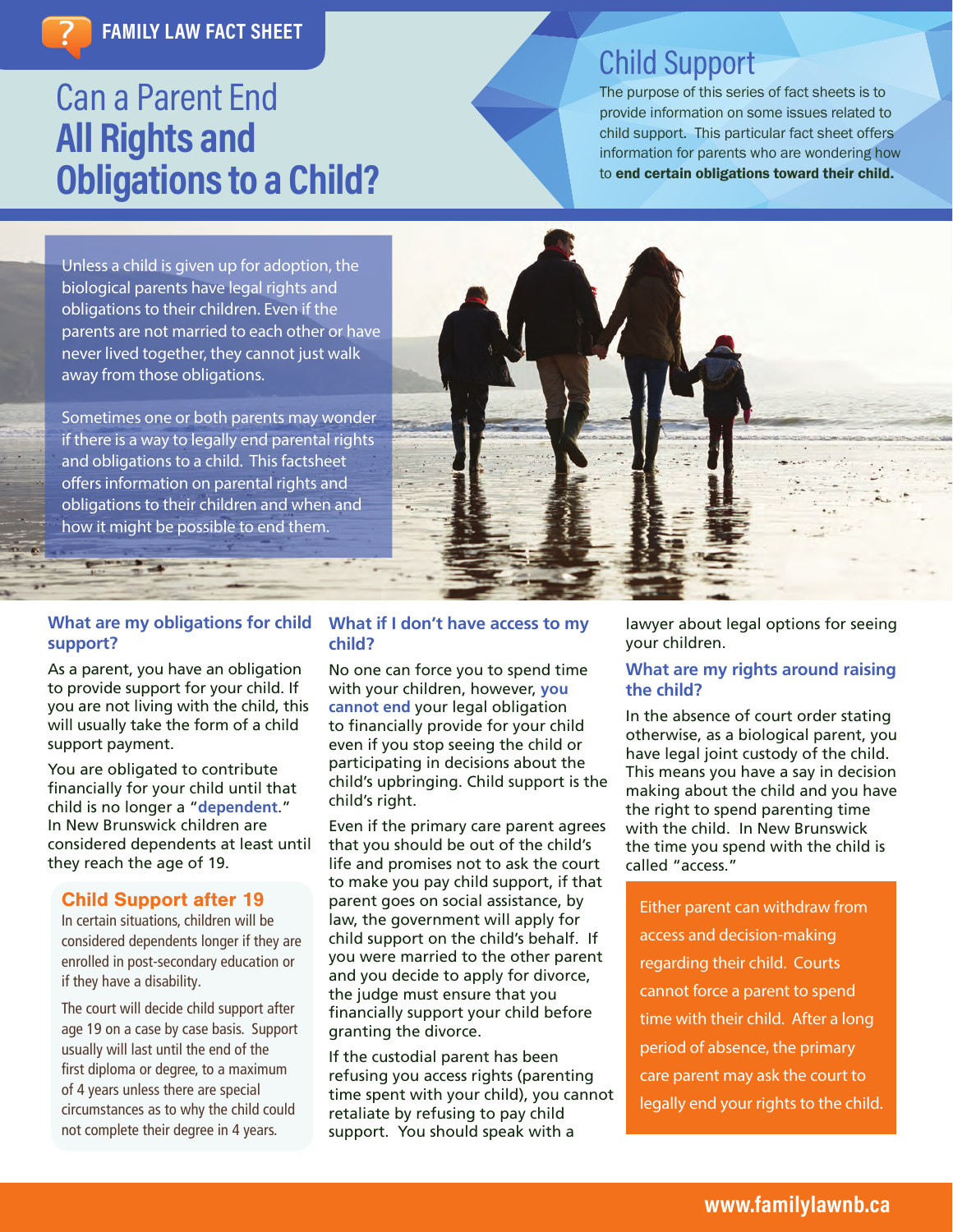FAMILY LAW FACT SHEET

# Can a Parent End **All Rights and Obligations to a Child?**

## Child Support

The purpose of this series of fact sheets is to provide information on some issues related to child support. This particular fact sheet offers information for parents who are wondering how to **end certain obligations toward their child.**

Unless a child is given up for adoption, the biological parents have legal rights and obligations to their children. Even if the parents are not married to each other or have never lived together, they cannot just walk away from those obligations.

Sometimes one or both parents may wonder if there is a way to legally end parental rights and obligations to a child. This factsheet offers information on parental rights and obligations to their children and when and how it might be possible to end them.

### What are my obligations for child support?

As a parent, you have an obligation to provide support for your child. If you are not living with the child, this will usually take the form of a child support payment.

You are obligated to contribute financially for your child until that child is no longer a "**dependent**." In New Brunswick children are considered dependents at least until they reach the age of 19.

#### Child Support after 19

In certain situations, children will be considered dependents longer if they are enrolled in post-secondary education or if they have a disability.

The court will decide child support after age 19 on a case by case basis. Support usually will last until the end of the first diploma or degree, to a maximum of 4 years unless there are special circumstances as to why the child could not complete their degree in 4 years.

### What if I don't have access to my child?

No one can force you to spend time with your children, however, **you cannot end** your legal obligation to financially provide for your child even if you stop seeing the child or participating in decisions about the child's upbringing. Child support is the child's right.

Even if the primary care parent agrees that you should be out of the child's life and promises not to ask the court to make you pay child support, if that parent goes on social assistance, by law, the government will apply for child support on the child's behalf. If you were married to the other parent and you decide to apply for divorce, the judge must ensure that you financially support your child before granting the divorce.

If the custodial parent has been refusing you access rights (parenting time spent with your child), you cannot retaliate by refusing to pay child support. You should speak with a lawyer about legal options for seeing your children.

### What are my rights around raising the child?

In the absence of court order stating otherwise, as a biological parent, you have legal joint custody of the child. This means you have a say in decision making about the child and you have the right to spend parenting time with the child. In New Brunswick the time you spend with the child is called "access."

Either parent can withdraw from access and decision-making regarding their child. Courts cannot force a parent to spend time with their child. After a long period of absence, the primary care parent may ask the court to legally end your rights to the child.

www.familylawnb.ca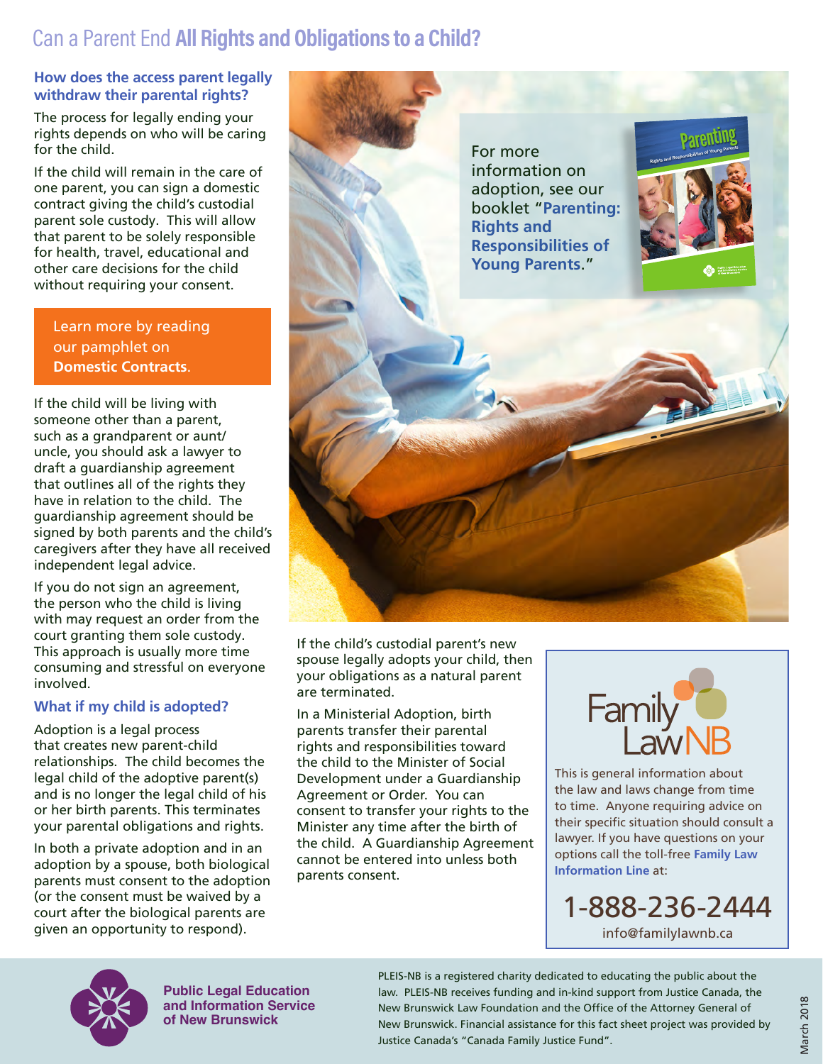# Can a Parent End **All Rights and Obligations to a Child?**

## How does the access parent legally withdraw their parental rights?

The process for legally ending your rights depends on who will be caring for the child.

If the child will remain in the care of one parent, you can sign a domestic contract giving the child's custodial parent sole custody. This will allow that parent to be solely responsible for health, travel, educational and other care decisions for the child without requiring your consent.

> Learn more by reading our pamphlet on **Domestic Contracts**.

If the child will be living with someone other than a parent, such as a grandparent or aunt/uncle, you should ask a lawyer to draft a guardianship agreement that outlines all of the rights they have in relation to the child. The guardianship agreement should be signed by both parents and the child's caregivers after they have all received independent legal advice.

If you do not sign an agreement, the person who the child is living with may request an order from the court granting them sole custody. This approach is usually more time consuming and stressful on everyone involved.

## What if my child is adopted?

Adoption is a legal process that creates new parent-child relationships. The child becomes the legal child of the adoptive parent(s) and is no longer the legal child of his or her birth parents. This terminates your parental obligations and rights.

In both a private adoption and in an adoption by a spouse, both biological parents must consent to the adoption (or the consent must be waived by a court after the biological parents are given an opportunity to respond).

For more information on adoption, see our booklet "**Parenting: Rights and Responsibilities of Young Parents**."

If the child's custodial parent's new spouse legally adopts your child, then your obligations as a natural parent are terminated.

In a Ministerial Adoption, birth parents transfer their parental rights and responsibilities toward the child to the Minister of Social Development under a Guardianship Agreement or Order. You can consent to transfer your rights to the Minister any time after the birth of the child. A Guardianship Agreement cannot be entered into unless both parents consent.

---

Family LawNB

This is general information about the law and laws change from time to time. Anyone requiring advice on their specific situation should consult a lawyer. If you have questions on your options call the toll-free **Family Law Information Line** at:

**1-888-236-2444**

info@familylawnb.ca

---

**Public Legal Education and Information Service of New Brunswick**

PLEIS-NB is a registered charity dedicated to educating the public about the law. PLEIS-NB receives funding and in-kind support from Justice Canada, the New Brunswick Law Foundation and the Office of the Attorney General of New Brunswick. Financial assistance for this fact sheet project was provided by Justice Canada's "Canada Family Justice Fund".

March 2018